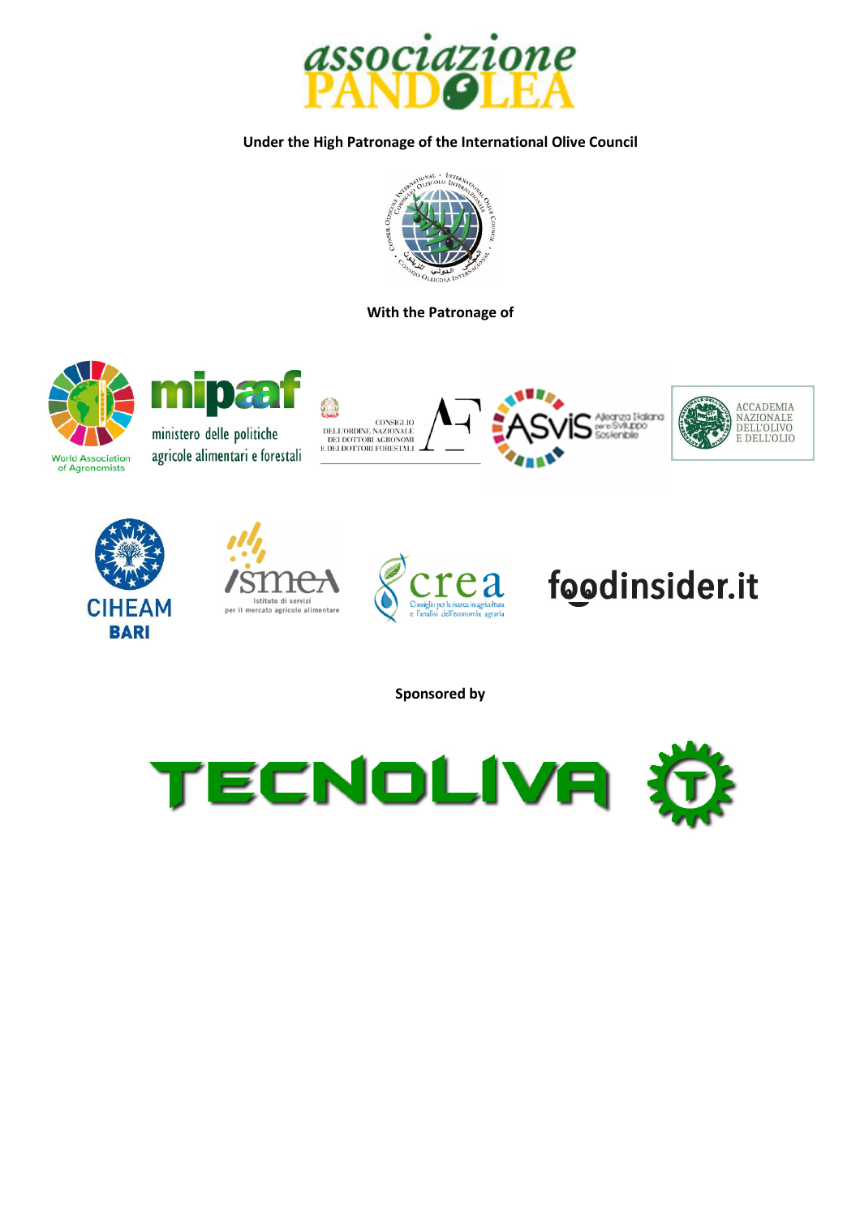associazione PANDOLEA

**Under the High Patronage of the International Olive Council**

**With the Patronage of**

World Association of Agronomists

mipaaf ministero delle politiche agricole alimentari e forestali

CONSIGLIO DELL'ORDINE NAZIONALE DEI DOTTORI AGRONOMI E DEI DOTTORI FORESTALI

ASviS Alleanza Italiana per lo Sviluppo Sostenibile

ACCADEMIA NAZIONALE DELL'OLIVO E DELL'OLIO

CIHEAM BARI

ismea Istituto di servizi per il mercato agricolo alimentare

crea Consiglio per la ricerca in agricoltura e l'analisi dell'economia agraria

foodinsider.it

**Sponsored by**

TECNOLIVA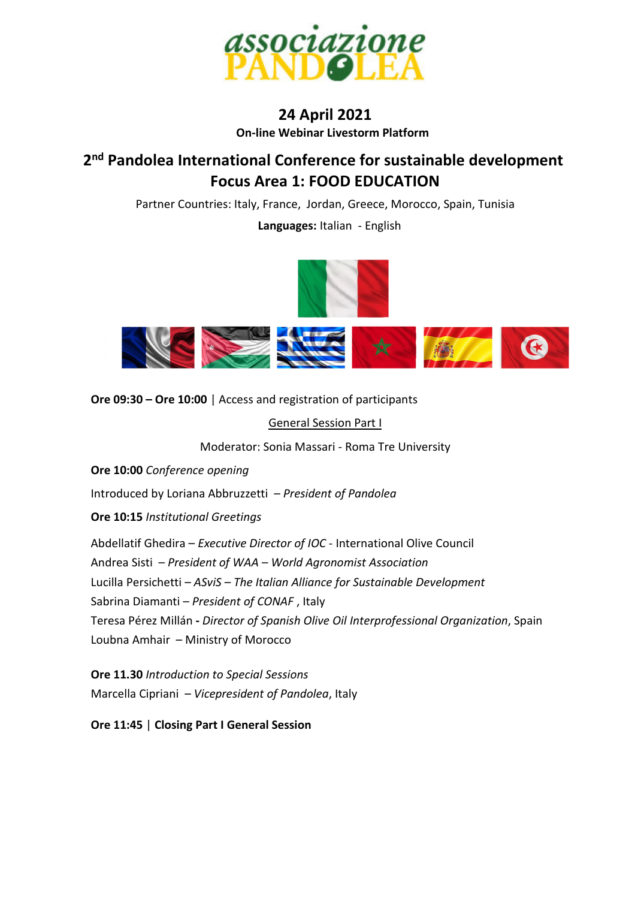**associazione PANDOLEA**

# 24 April 2021

**On-line Webinar Livestorm Platform**

## 2nd Pandolea International Conference for sustainable development
## Focus Area 1: FOOD EDUCATION

Partner Countries: Italy, France, Jordan, Greece, Morocco, Spain, Tunisia

**Languages:** Italian - English

**Ore 09:30 – Ore 10:00** | Access and registration of participants

<u>General Session Part I</u>

Moderator: Sonia Massari - Roma Tre University

**Ore 10:00** *Conference opening*

Introduced by Loriana Abbruzzetti – *President of Pandolea*

**Ore 10:15** *Institutional Greetings*

Abdellatif Ghedira – *Executive Director of IOC* - International Olive Council
Andrea Sisti – *President of WAA – World Agronomist Association*
Lucilla Persichetti – *ASviS – The Italian Alliance for Sustainable Development*
Sabrina Diamanti – *President of CONAF* , Italy
Teresa Pérez Millán **-** *Director of Spanish Olive Oil Interprofessional Organization*, Spain
Loubna Amhair – Ministry of Morocco

**Ore 11.30** *Introduction to Special Sessions*
Marcella Cipriani – *Vicepresident of Pandolea*, Italy

**Ore 11:45** | **Closing Part I General Session**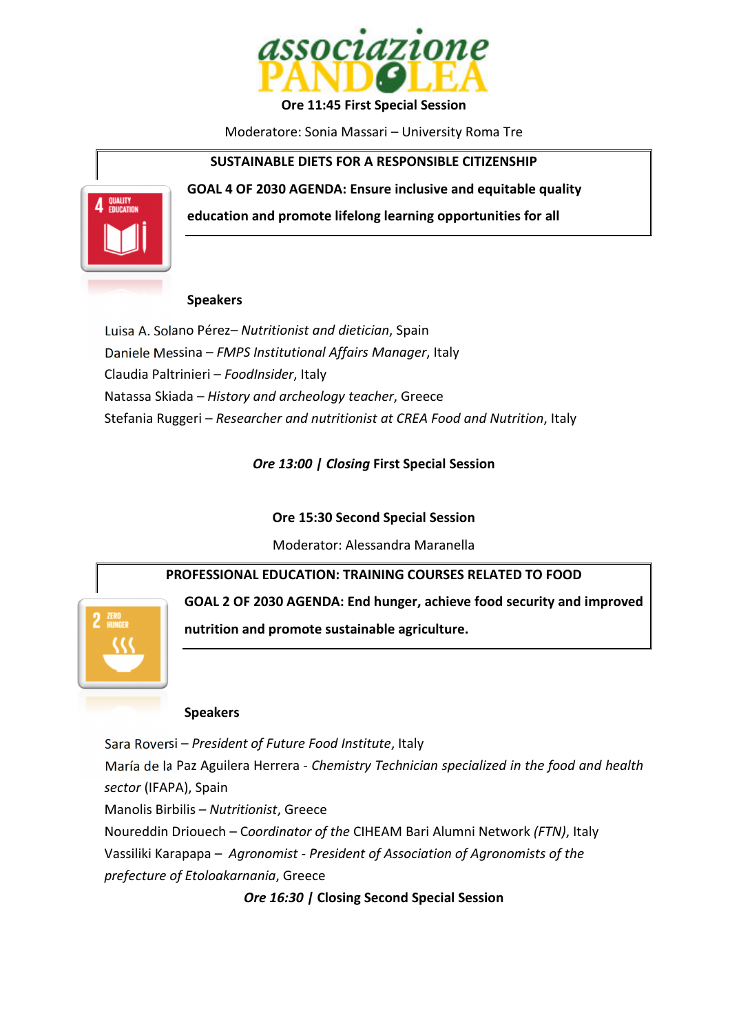**Ore 11:45 First Special Session**

Moderatore: Sonia Massari – University Roma Tre

**SUSTAINABLE DIETS FOR A RESPONSIBLE CITIZENSHIP**

**GOAL 4 OF 2030 AGENDA: Ensure inclusive and equitable quality education and promote lifelong learning opportunities for all**

**Speakers**

Luisa A. Solano Pérez– *Nutritionist and dietician*, Spain
Daniele Messina – *FMPS Institutional Affairs Manager*, Italy
Claudia Paltrinieri – *FoodInsider*, Italy
Natassa Skiada – *History and archeology teacher*, Greece
Stefania Ruggeri – *Researcher and nutritionist at CREA Food and Nutrition*, Italy

***Ore 13:00 | Closing* First Special Session**

**Ore 15:30 Second Special Session**

Moderator: Alessandra Maranella

**PROFESSIONAL EDUCATION: TRAINING COURSES RELATED TO FOOD**

**GOAL 2 OF 2030 AGENDA: End hunger, achieve food security and improved nutrition and promote sustainable agriculture.**

**Speakers**

Sara Roversi – *President of Future Food Institute*, Italy
María de la Paz Aguilera Herrera - *Chemistry Technician specialized in the food and health sector* (IFAPA), Spain
Manolis Birbilis – *Nutritionist*, Greece
Noureddin Driouech – *Coordinator of the* CIHEAM Bari Alumni Network *(FTN)*, Italy
Vassiliki Karapapa – *Agronomist - President of Association of Agronomists of the prefecture of Etoloakarnania*, Greece

***Ore 16:30* | Closing Second Special Session**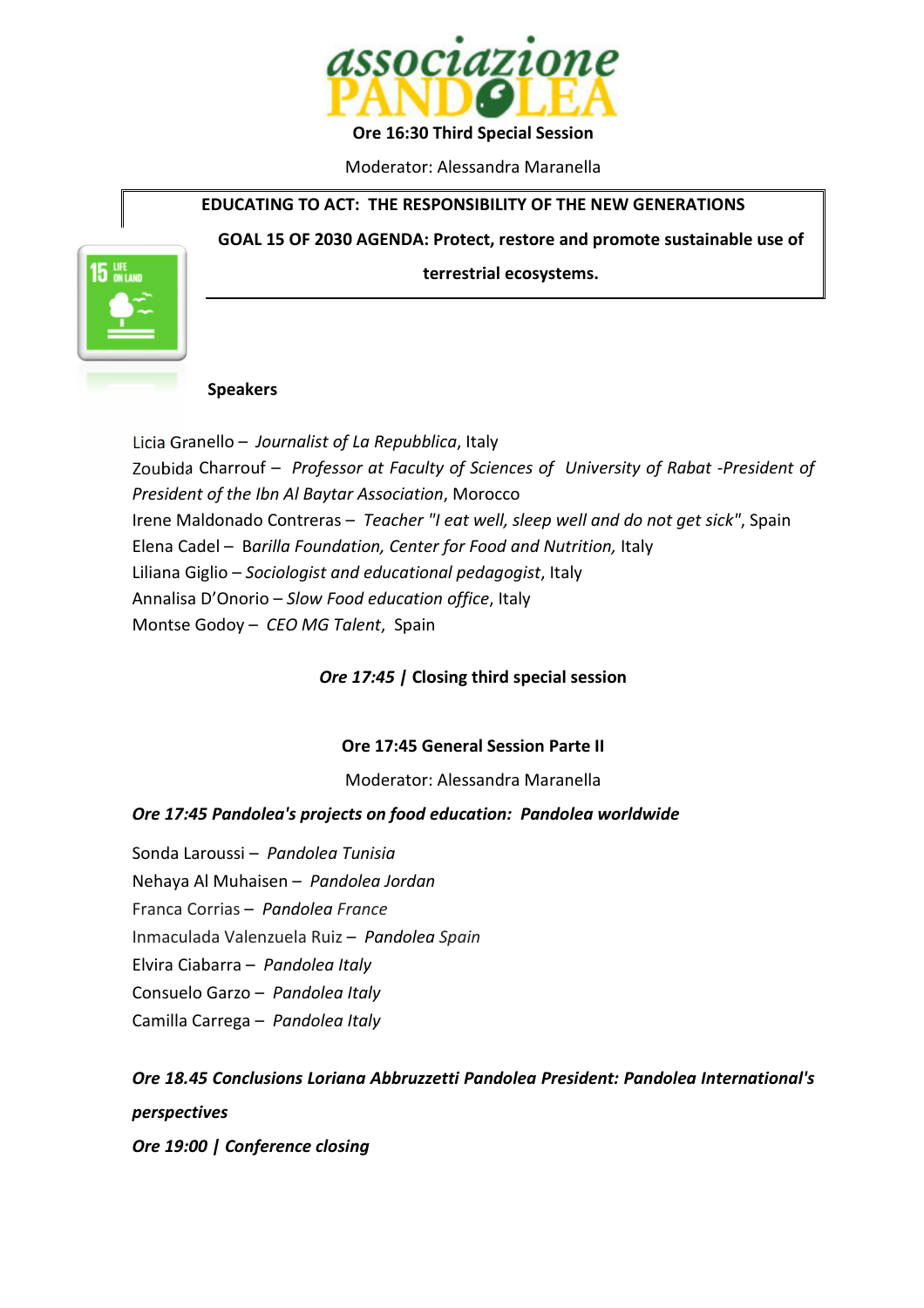**Ore 16:30 Third Special Session**

Moderator: Alessandra Maranella

**EDUCATING TO ACT: THE RESPONSIBILITY OF THE NEW GENERATIONS**

**GOAL 15 OF 2030 AGENDA: Protect, restore and promote sustainable use of terrestrial ecosystems.**

**Speakers**

Licia Granello – *Journalist of La Repubblica*, Italy
Zoubida Charrouf – *Professor at Faculty of Sciences of University of Rabat -President of President of the Ibn Al Baytar Association*, Morocco
Irene Maldonado Contreras – *Teacher "I eat well, sleep well and do not get sick"*, Spain
Elena Cadel – *Barilla Foundation, Center for Food and Nutrition,* Italy
Liliana Giglio – *Sociologist and educational pedagogist*, Italy
Annalisa D'Onorio – *Slow Food education office*, Italy
Montse Godoy – *CEO MG Talent*, Spain

***Ore 17:45* | Closing third special session**

**Ore 17:45 General Session Parte II**

Moderator: Alessandra Maranella

***Ore 17:45 Pandolea's projects on food education: Pandolea worldwide***

Sonda Laroussi – *Pandolea Tunisia*
Nehaya Al Muhaisen – *Pandolea Jordan*
Franca Corrias – *Pandolea France*
Inmaculada Valenzuela Ruiz – *Pandolea Spain*
Elvira Ciabarra – *Pandolea Italy*
Consuelo Garzo – *Pandolea Italy*
Camilla Carrega – *Pandolea Italy*

***Ore 18.45 Conclusions Loriana Abbruzzetti Pandolea President: Pandolea International's perspectives***

***Ore 19:00 | Conference closing***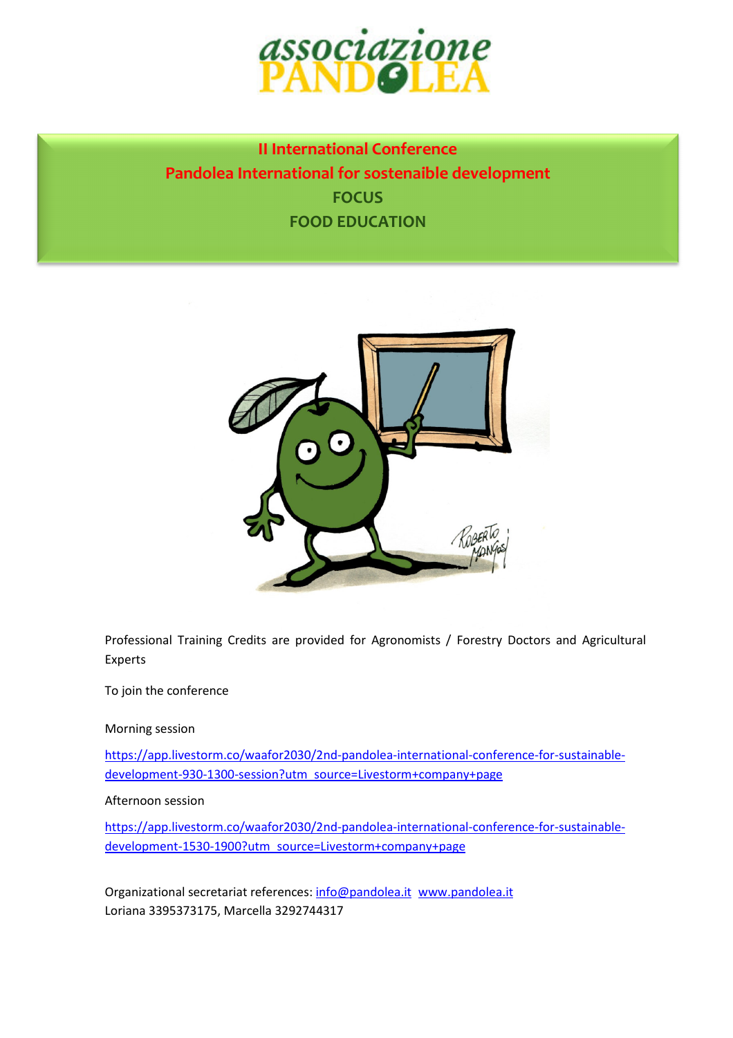**associazione PANDOLEA**

**II International Conference**

**Pandolea International for sostenaible development**

**FOCUS**

**FOOD EDUCATION**

Professional Training Credits are provided for Agronomists / Forestry Doctors and Agricultural Experts

To join the conference

Morning session

https://app.livestorm.co/waafor2030/2nd-pandolea-international-conference-for-sustainable-development-930-1300-session?utm_source=Livestorm+company+page

Afternoon session

https://app.livestorm.co/waafor2030/2nd-pandolea-international-conference-for-sustainable-development-1530-1900?utm_source=Livestorm+company+page

Organizational secretariat references: info@pandolea.it www.pandolea.it
Loriana 3395373175, Marcella 3292744317